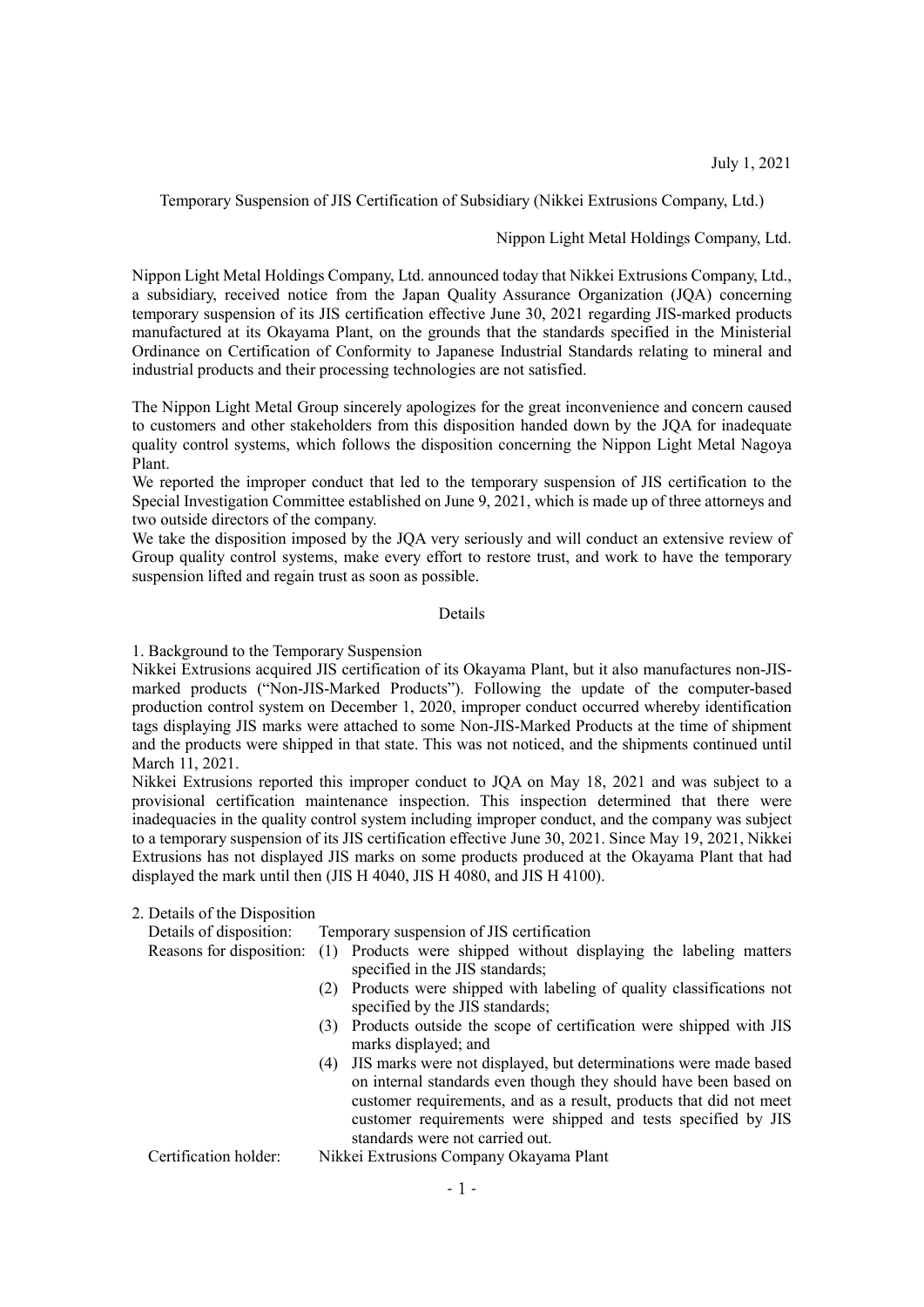July 1, 2021

Temporary Suspension of JIS Certification of Subsidiary (Nikkei Extrusions Company, Ltd.)

Nippon Light Metal Holdings Company, Ltd.

Nippon Light Metal Holdings Company, Ltd. announced today that Nikkei Extrusions Company, Ltd., a subsidiary, received notice from the Japan Quality Assurance Organization (JQA) concerning temporary suspension of its JIS certification effective June 30, 2021 regarding JIS-marked products manufactured at its Okayama Plant, on the grounds that the standards specified in the Ministerial Ordinance on Certification of Conformity to Japanese Industrial Standards relating to mineral and industrial products and their processing technologies are not satisfied.

The Nippon Light Metal Group sincerely apologizes for the great inconvenience and concern caused to customers and other stakeholders from this disposition handed down by the JQA for inadequate quality control systems, which follows the disposition concerning the Nippon Light Metal Nagoya Plant.
We reported the improper conduct that led to the temporary suspension of JIS certification to the Special Investigation Committee established on June 9, 2021, which is made up of three attorneys and two outside directors of the company.
We take the disposition imposed by the JQA very seriously and will conduct an extensive review of Group quality control systems, make every effort to restore trust, and work to have the temporary suspension lifted and regain trust as soon as possible.

## Details

### 1. Background to the Temporary Suspension

Nikkei Extrusions acquired JIS certification of its Okayama Plant, but it also manufactures non-JIS-marked products ("Non-JIS-Marked Products"). Following the update of the computer-based production control system on December 1, 2020, improper conduct occurred whereby identification tags displaying JIS marks were attached to some Non-JIS-Marked Products at the time of shipment and the products were shipped in that state. This was not noticed, and the shipments continued until March 11, 2021.
Nikkei Extrusions reported this improper conduct to JQA on May 18, 2021 and was subject to a provisional certification maintenance inspection. This inspection determined that there were inadequacies in the quality control system including improper conduct, and the company was subject to a temporary suspension of its JIS certification effective June 30, 2021. Since May 19, 2021, Nikkei Extrusions has not displayed JIS marks on some products produced at the Okayama Plant that had displayed the mark until then (JIS H 4040, JIS H 4080, and JIS H 4100).

### 2. Details of the Disposition

Details of disposition: Temporary suspension of JIS certification

Reasons for disposition:
1. Products were shipped without displaying the labeling matters specified in the JIS standards;
2. Products were shipped with labeling of quality classifications not specified by the JIS standards;
3. Products outside the scope of certification were shipped with JIS marks displayed; and
4. JIS marks were not displayed, but determinations were made based on internal standards even though they should have been based on customer requirements, and as a result, products that did not meet customer requirements were shipped and tests specified by JIS standards were not carried out.

Certification holder: Nikkei Extrusions Company Okayama Plant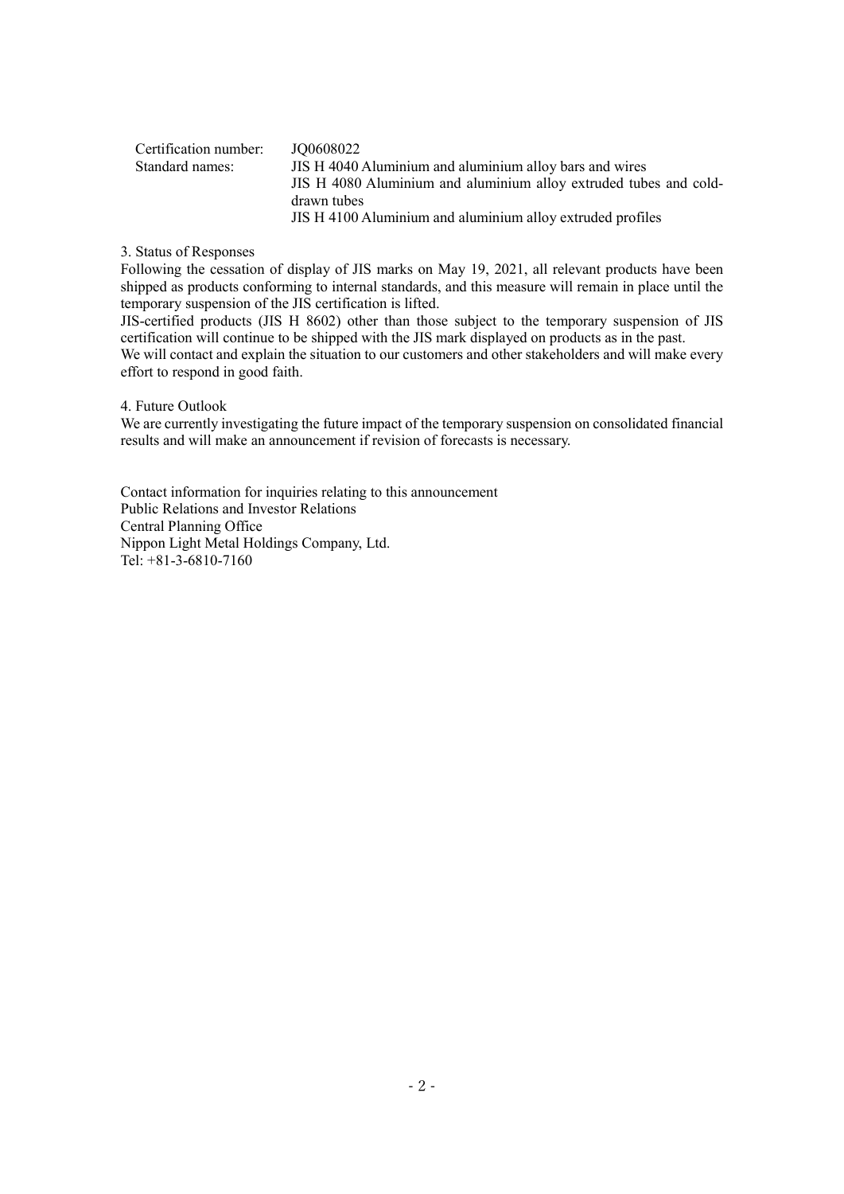| | |
|---|---|
| Certification number: | JQ0608022 |
| Standard names: | JIS H 4040 Aluminium and aluminium alloy bars and wires<br>JIS H 4080 Aluminium and aluminium alloy extruded tubes and cold-drawn tubes<br>JIS H 4100 Aluminium and aluminium alloy extruded profiles |

3. Status of Responses

Following the cessation of display of JIS marks on May 19, 2021, all relevant products have been shipped as products conforming to internal standards, and this measure will remain in place until the temporary suspension of the JIS certification is lifted.

JIS-certified products (JIS H 8602) other than those subject to the temporary suspension of JIS certification will continue to be shipped with the JIS mark displayed on products as in the past.

We will contact and explain the situation to our customers and other stakeholders and will make every effort to respond in good faith.

4. Future Outlook

We are currently investigating the future impact of the temporary suspension on consolidated financial results and will make an announcement if revision of forecasts is necessary.

Contact information for inquiries relating to this announcement
Public Relations and Investor Relations
Central Planning Office
Nippon Light Metal Holdings Company, Ltd.
Tel: +81-3-6810-7160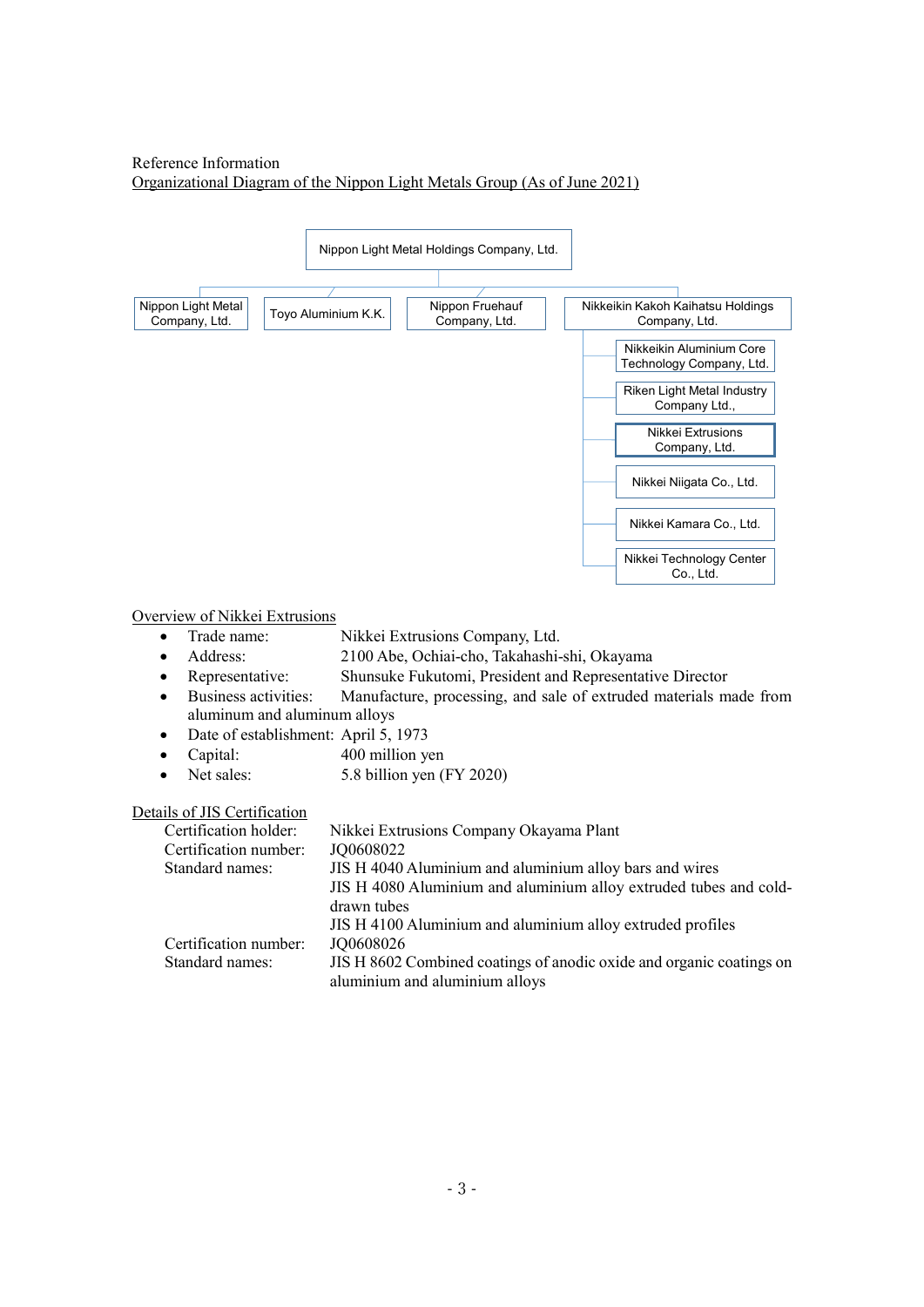Reference Information

Organizational Diagram of the Nippon Light Metals Group (As of June 2021)

Nippon Light Metal Holdings Company, Ltd.

- Nippon Light Metal Company, Ltd.
- Toyo Aluminium K.K.
- Nippon Fruehauf Company, Ltd.
- Nikkeikin Kakoh Kaihatsu Holdings Company, Ltd.
  - Nikkeikin Aluminium Core Technology Company, Ltd.
  - Riken Light Metal Industry Company Ltd.,
  - Nikkei Extrusions Company, Ltd.
  - Nikkei Niigata Co., Ltd.
  - Nikkei Kamara Co., Ltd.
  - Nikkei Technology Center Co., Ltd.

Overview of Nikkei Extrusions

- Trade name: Nikkei Extrusions Company, Ltd.
- Address: 2100 Abe, Ochiai-cho, Takahashi-shi, Okayama
- Representative: Shunsuke Fukutomi, President and Representative Director
- Business activities: Manufacture, processing, and sale of extruded materials made from aluminum and aluminum alloys
- Date of establishment: April 5, 1973
- Capital: 400 million yen
- Net sales: 5.8 billion yen (FY 2020)

Details of JIS Certification

| | |
|---|---|
| Certification holder: | Nikkei Extrusions Company Okayama Plant |
| Certification number: | JQ0608022 |
| Standard names: | JIS H 4040 Aluminium and aluminium alloy bars and wires<br>JIS H 4080 Aluminium and aluminium alloy extruded tubes and cold-drawn tubes<br>JIS H 4100 Aluminium and aluminium alloy extruded profiles |
| Certification number: | JQ0608026 |
| Standard names: | JIS H 8602 Combined coatings of anodic oxide and organic coatings on aluminium and aluminium alloys |